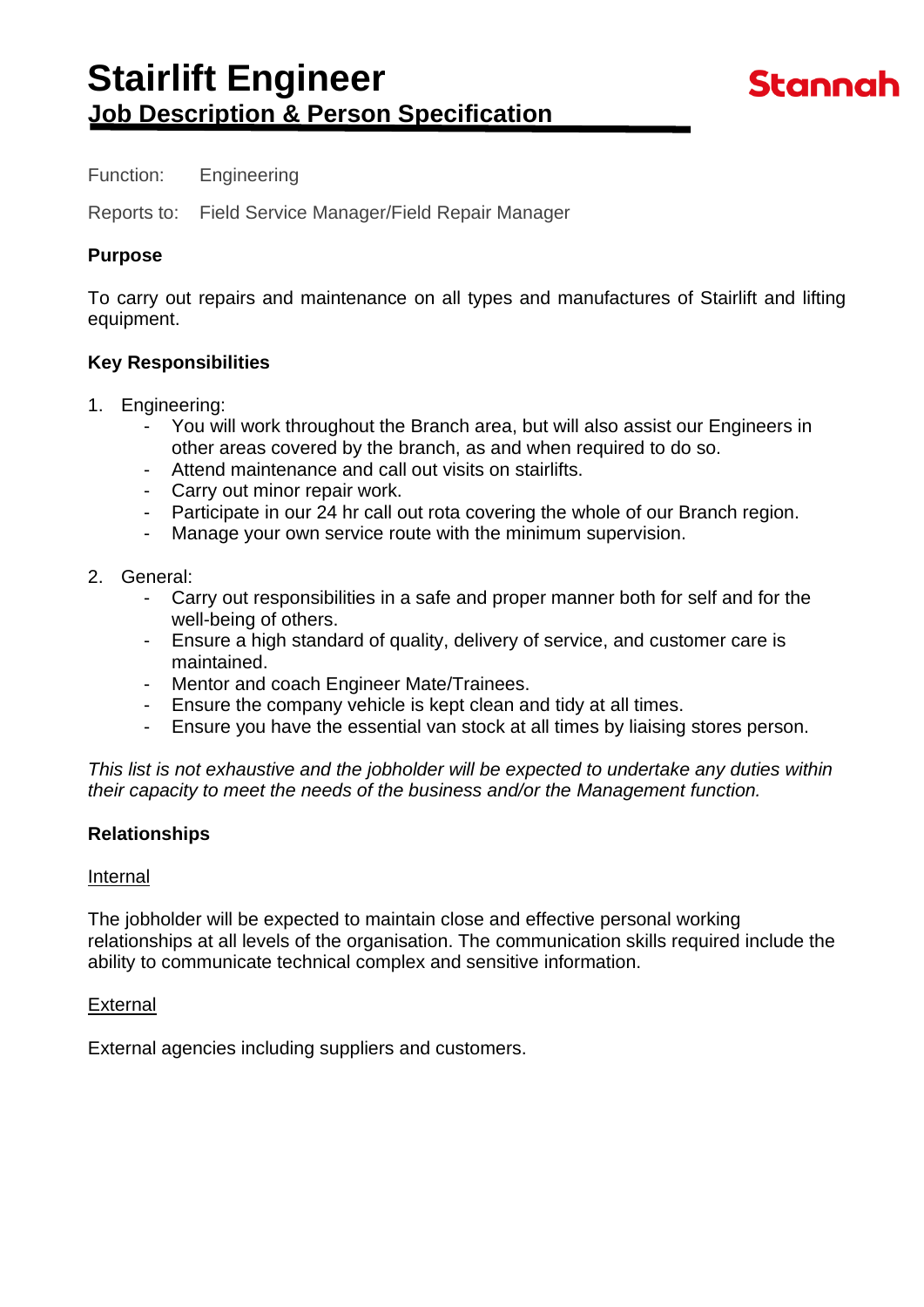# Stairlift Engineer

## Job Description & Person Specification

Stannah

Function: Engineering

Reports to: Field Service Manager/Field Repair Manager

**Purpose**

To carry out repairs and maintenance on all types and manufactures of Stairlift and lifting equipment.

**Key Responsibilities**

1. Engineering:
    - You will work throughout the Branch area, but will also assist our Engineers in other areas covered by the branch, as and when required to do so.
    - Attend maintenance and call out visits on stairlifts.
    - Carry out minor repair work.
    - Participate in our 24 hr call out rota covering the whole of our Branch region.
    - Manage your own service route with the minimum supervision.

2. General:
    - Carry out responsibilities in a safe and proper manner both for self and for the well-being of others.
    - Ensure a high standard of quality, delivery of service, and customer care is maintained.
    - Mentor and coach Engineer Mate/Trainees.
    - Ensure the company vehicle is kept clean and tidy at all times.
    - Ensure you have the essential van stock at all times by liaising stores person.

*This list is not exhaustive and the jobholder will be expected to undertake any duties within their capacity to meet the needs of the business and/or the Management function.*

**Relationships**

<u>Internal</u>

The jobholder will be expected to maintain close and effective personal working relationships at all levels of the organisation. The communication skills required include the ability to communicate technical complex and sensitive information.

<u>External</u>

External agencies including suppliers and customers.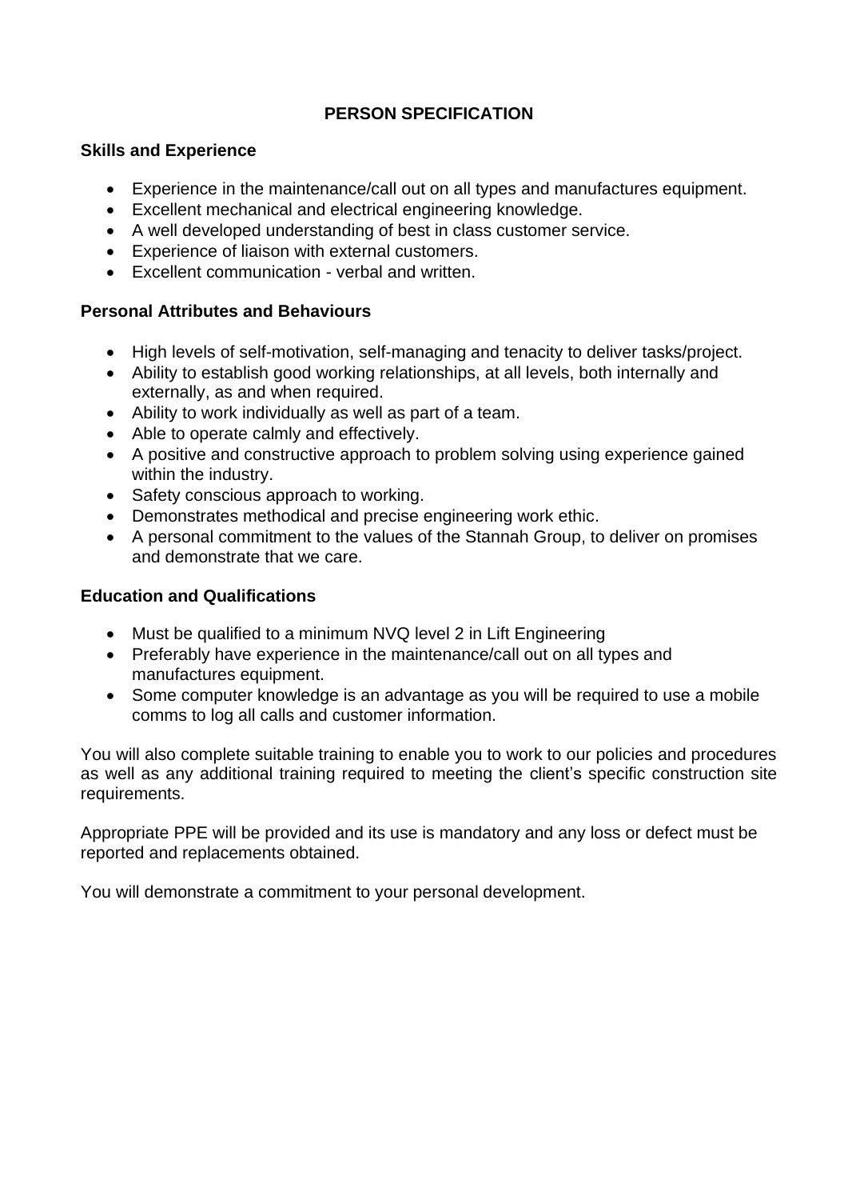## PERSON SPECIFICATION

**Skills and Experience**

- Experience in the maintenance/call out on all types and manufactures equipment.
- Excellent mechanical and electrical engineering knowledge.
- A well developed understanding of best in class customer service.
- Experience of liaison with external customers.
- Excellent communication - verbal and written.

**Personal Attributes and Behaviours**

- High levels of self-motivation, self-managing and tenacity to deliver tasks/project.
- Ability to establish good working relationships, at all levels, both internally and externally, as and when required.
- Ability to work individually as well as part of a team.
- Able to operate calmly and effectively.
- A positive and constructive approach to problem solving using experience gained within the industry.
- Safety conscious approach to working.
- Demonstrates methodical and precise engineering work ethic.
- A personal commitment to the values of the Stannah Group, to deliver on promises and demonstrate that we care.

**Education and Qualifications**

- Must be qualified to a minimum NVQ level 2 in Lift Engineering
- Preferably have experience in the maintenance/call out on all types and manufactures equipment.
- Some computer knowledge is an advantage as you will be required to use a mobile comms to log all calls and customer information.

You will also complete suitable training to enable you to work to our policies and procedures as well as any additional training required to meeting the client's specific construction site requirements.

Appropriate PPE will be provided and its use is mandatory and any loss or defect must be reported and replacements obtained.

You will demonstrate a commitment to your personal development.